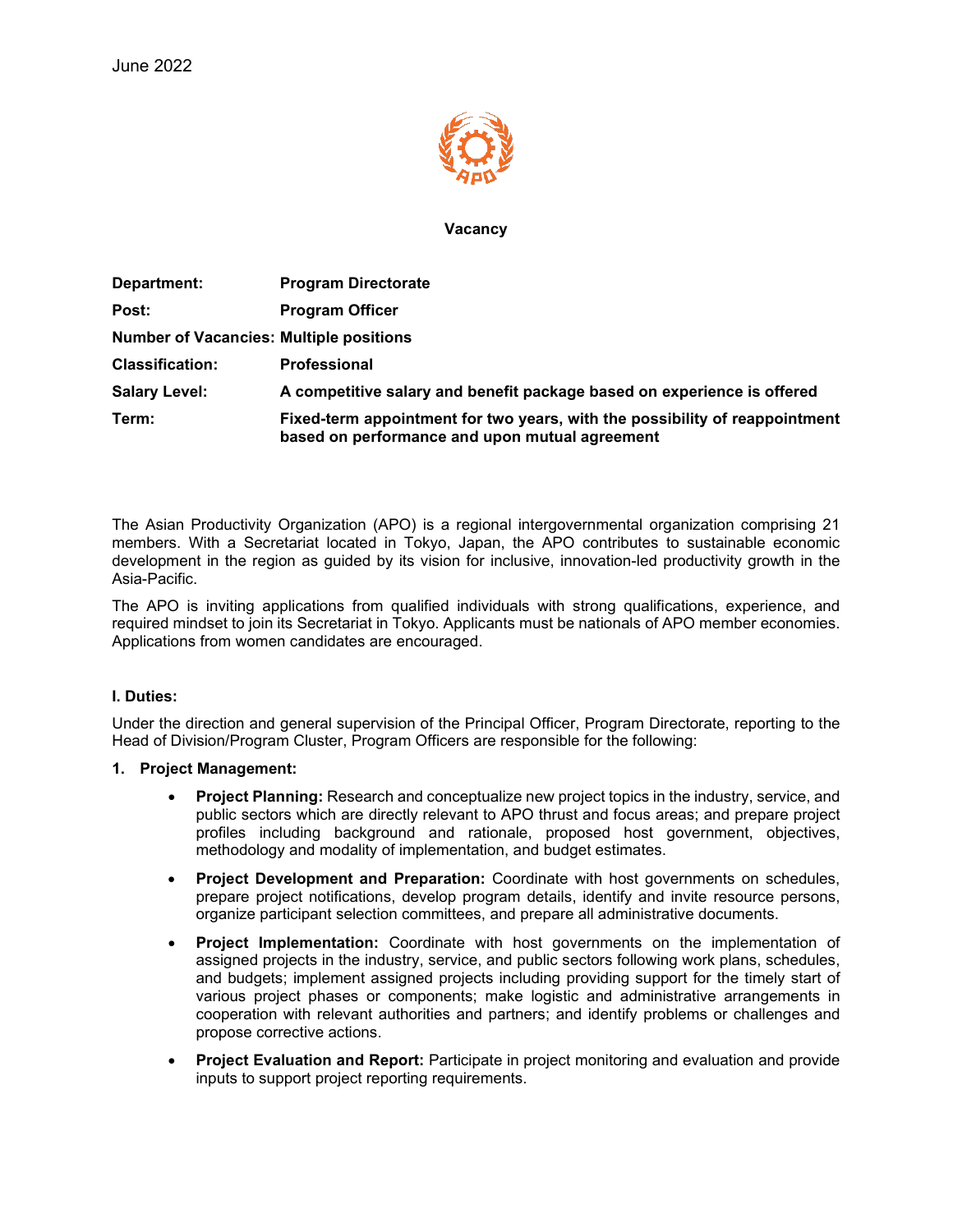June 2022

**Vacancy**

**Department:** **Program Directorate**

**Post:** **Program Officer**

**Number of Vacancies:** **Multiple positions**

**Classification:** **Professional**

**Salary Level:** **A competitive salary and benefit package based on experience is offered**

**Term:** **Fixed-term appointment for two years, with the possibility of reappointment based on performance and upon mutual agreement**

The Asian Productivity Organization (APO) is a regional intergovernmental organization comprising 21 members. With a Secretariat located in Tokyo, Japan, the APO contributes to sustainable economic development in the region as guided by its vision for inclusive, innovation-led productivity growth in the Asia-Pacific.

The APO is inviting applications from qualified individuals with strong qualifications, experience, and required mindset to join its Secretariat in Tokyo. Applicants must be nationals of APO member economies. Applications from women candidates are encouraged.

**I. Duties:**

Under the direction and general supervision of the Principal Officer, Program Directorate, reporting to the Head of Division/Program Cluster, Program Officers are responsible for the following:

1. **Project Management:**
   - **Project Planning:** Research and conceptualize new project topics in the industry, service, and public sectors which are directly relevant to APO thrust and focus areas; and prepare project profiles including background and rationale, proposed host government, objectives, methodology and modality of implementation, and budget estimates.
   - **Project Development and Preparation:** Coordinate with host governments on schedules, prepare project notifications, develop program details, identify and invite resource persons, organize participant selection committees, and prepare all administrative documents.
   - **Project Implementation:** Coordinate with host governments on the implementation of assigned projects in the industry, service, and public sectors following work plans, schedules, and budgets; implement assigned projects including providing support for the timely start of various project phases or components; make logistic and administrative arrangements in cooperation with relevant authorities and partners; and identify problems or challenges and propose corrective actions.
   - **Project Evaluation and Report:** Participate in project monitoring and evaluation and provide inputs to support project reporting requirements.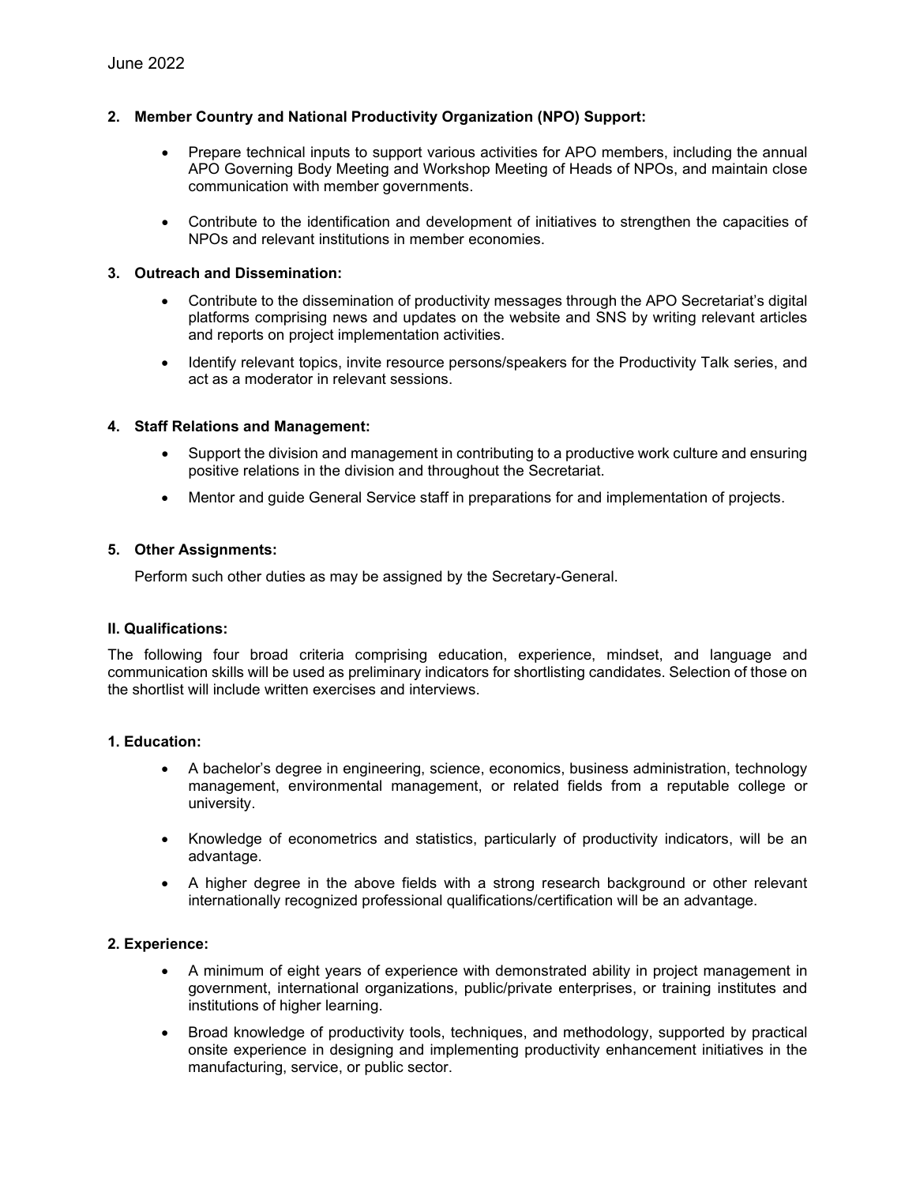June 2022

**2. Member Country and National Productivity Organization (NPO) Support:**

- Prepare technical inputs to support various activities for APO members, including the annual APO Governing Body Meeting and Workshop Meeting of Heads of NPOs, and maintain close communication with member governments.
- Contribute to the identification and development of initiatives to strengthen the capacities of NPOs and relevant institutions in member economies.

**3. Outreach and Dissemination:**

- Contribute to the dissemination of productivity messages through the APO Secretariat's digital platforms comprising news and updates on the website and SNS by writing relevant articles and reports on project implementation activities.
- Identify relevant topics, invite resource persons/speakers for the Productivity Talk series, and act as a moderator in relevant sessions.

**4. Staff Relations and Management:**

- Support the division and management in contributing to a productive work culture and ensuring positive relations in the division and throughout the Secretariat.
- Mentor and guide General Service staff in preparations for and implementation of projects.

**5. Other Assignments:**

Perform such other duties as may be assigned by the Secretary-General.

## II. Qualifications:

The following four broad criteria comprising education, experience, mindset, and language and communication skills will be used as preliminary indicators for shortlisting candidates. Selection of those on the shortlist will include written exercises and interviews.

**1. Education:**

- A bachelor's degree in engineering, science, economics, business administration, technology management, environmental management, or related fields from a reputable college or university.
- Knowledge of econometrics and statistics, particularly of productivity indicators, will be an advantage.
- A higher degree in the above fields with a strong research background or other relevant internationally recognized professional qualifications/certification will be an advantage.

**2. Experience:**

- A minimum of eight years of experience with demonstrated ability in project management in government, international organizations, public/private enterprises, or training institutes and institutions of higher learning.
- Broad knowledge of productivity tools, techniques, and methodology, supported by practical onsite experience in designing and implementing productivity enhancement initiatives in the manufacturing, service, or public sector.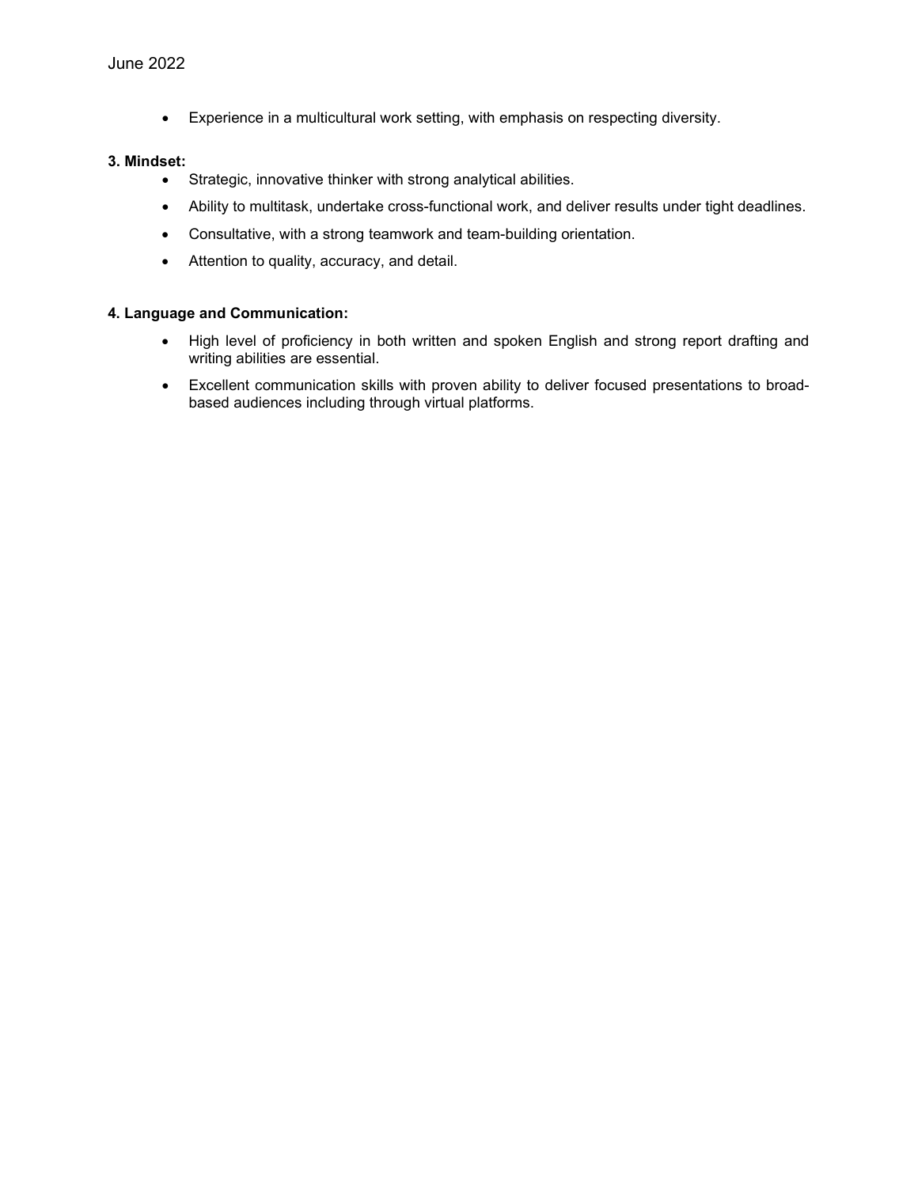- Experience in a multicultural work setting, with emphasis on respecting diversity.

**3. Mindset:**

- Strategic, innovative thinker with strong analytical abilities.
- Ability to multitask, undertake cross-functional work, and deliver results under tight deadlines.
- Consultative, with a strong teamwork and team-building orientation.
- Attention to quality, accuracy, and detail.

**4. Language and Communication:**

- High level of proficiency in both written and spoken English and strong report drafting and writing abilities are essential.
- Excellent communication skills with proven ability to deliver focused presentations to broad-based audiences including through virtual platforms.